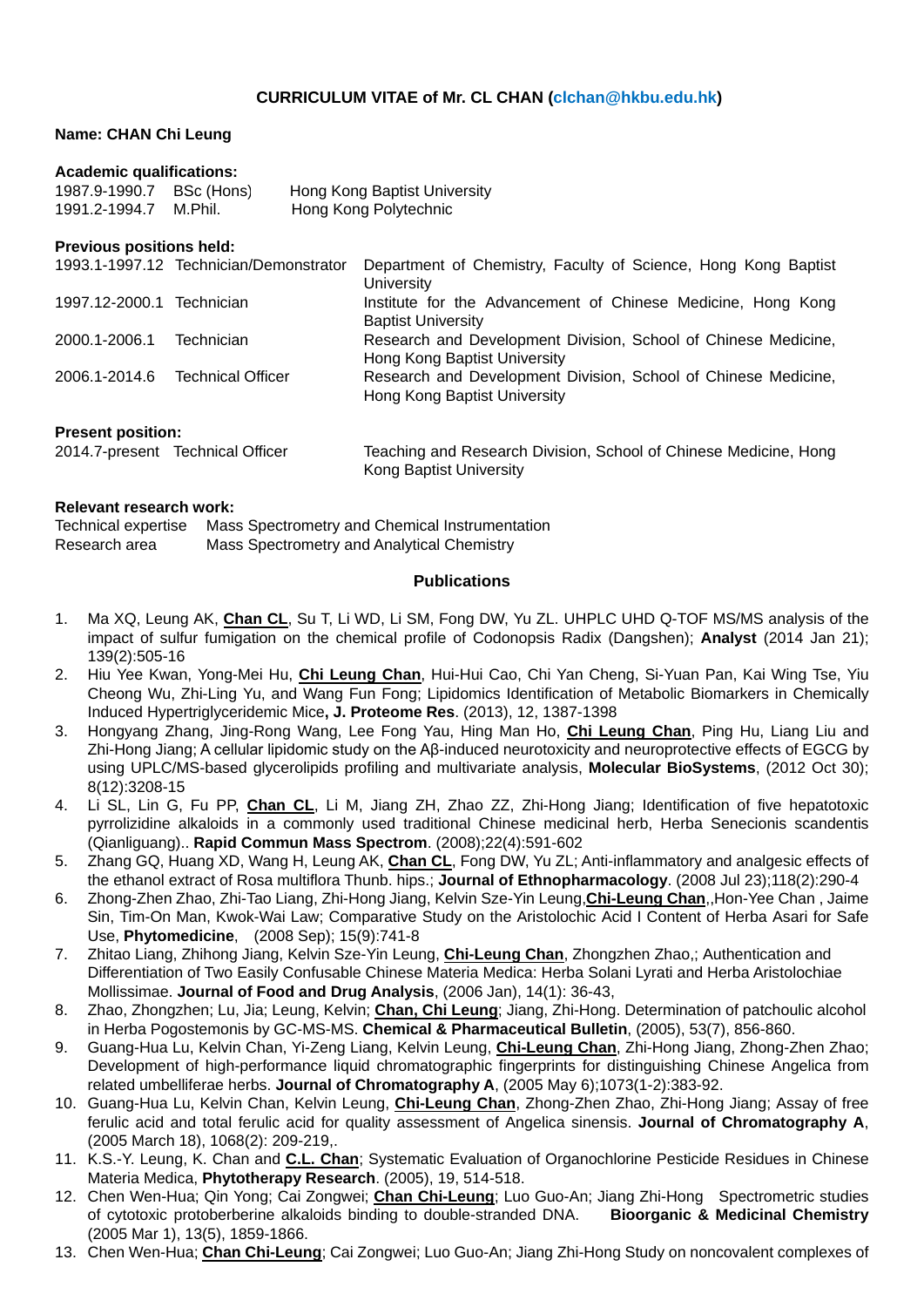**CURRICULUM VITAE of Mr. CL CHAN (clchan@hkbu.edu.hk)**

**Name: CHAN Chi Leung**

**Academic qualifications:**

| | | |
|---|---|---|
| 1987.9-1990.7 | BSc (Hons) | Hong Kong Baptist University |
| 1991.2-1994.7 | M.Phil. | Hong Kong Polytechnic |

**Previous positions held:**

| | | |
|---|---|---|
| 1993.1-1997.12 | Technician/Demonstrator | Department of Chemistry, Faculty of Science, Hong Kong Baptist University |
| 1997.12-2000.1 | Technician | Institute for the Advancement of Chinese Medicine, Hong Kong Baptist University |
| 2000.1-2006.1 | Technician | Research and Development Division, School of Chinese Medicine, Hong Kong Baptist University |
| 2006.1-2014.6 | Technical Officer | Research and Development Division, School of Chinese Medicine, Hong Kong Baptist University |

**Present position:**

| | | |
|---|---|---|
| 2014.7-present | Technical Officer | Teaching and Research Division, School of Chinese Medicine, Hong Kong Baptist University |

**Relevant research work:**

| | |
|---|---|
| Technical expertise | Mass Spectrometry and Chemical Instrumentation |
| Research area | Mass Spectrometry and Analytical Chemistry |

**Publications**

1. Ma XQ, Leung AK, **Chan CL**, Su T, Li WD, Li SM, Fong DW, Yu ZL. UHPLC UHD Q-TOF MS/MS analysis of the impact of sulfur fumigation on the chemical profile of Codonopsis Radix (Dangshen); **Analyst** (2014 Jan 21); 139(2):505-16
2. Hiu Yee Kwan, Yong-Mei Hu, **Chi Leung Chan**, Hui-Hui Cao, Chi Yan Cheng, Si-Yuan Pan, Kai Wing Tse, Yiu Cheong Wu, Zhi-Ling Yu, and Wang Fun Fong; Lipidomics Identification of Metabolic Biomarkers in Chemically Induced Hypertriglyceridemic Mice**, J. Proteome Res**. (2013), 12, 1387-1398
3. Hongyang Zhang, Jing-Rong Wang, Lee Fong Yau, Hing Man Ho, **Chi Leung Chan**, Ping Hu, Liang Liu and Zhi-Hong Jiang; A cellular lipidomic study on the Aβ-induced neurotoxicity and neuroprotective effects of EGCG by using UPLC/MS-based glycerolipids profiling and multivariate analysis, **Molecular BioSystems**, (2012 Oct 30); 8(12):3208-15
4. Li SL, Lin G, Fu PP, **Chan CL**, Li M, Jiang ZH, Zhao ZZ, Zhi-Hong Jiang; Identification of five hepatotoxic pyrrolizidine alkaloids in a commonly used traditional Chinese medicinal herb, Herba Senecionis scandentis (Qianliguang).. **Rapid Commun Mass Spectrom**. (2008);22(4):591-602
5. Zhang GQ, Huang XD, Wang H, Leung AK, **Chan CL**, Fong DW, Yu ZL; Anti-inflammatory and analgesic effects of the ethanol extract of Rosa multiflora Thunb. hips.; **Journal of Ethnopharmacology**. (2008 Jul 23);118(2):290-4
6. Zhong-Zhen Zhao, Zhi-Tao Liang, Zhi-Hong Jiang, Kelvin Sze-Yin Leung,**Chi-Leung Chan**,,Hon-Yee Chan , Jaime Sin, Tim-On Man, Kwok-Wai Law; Comparative Study on the Aristolochic Acid I Content of Herba Asari for Safe Use, **Phytomedicine**, (2008 Sep); 15(9):741-8
7. Zhitao Liang, Zhihong Jiang, Kelvin Sze-Yin Leung, **Chi-Leung Chan**, Zhongzhen Zhao,; Authentication and Differentiation of Two Easily Confusable Chinese Materia Medica: Herba Solani Lyrati and Herba Aristolochiae Mollissimae. **Journal of Food and Drug Analysis**, (2006 Jan), 14(1): 36-43,
8. Zhao, Zhongzhen; Lu, Jia; Leung, Kelvin; **Chan, Chi Leung**; Jiang, Zhi-Hong. Determination of patchoulic alcohol in Herba Pogostemonis by GC-MS-MS. **Chemical & Pharmaceutical Bulletin**, (2005), 53(7), 856-860.
9. Guang-Hua Lu, Kelvin Chan, Yi-Zeng Liang, Kelvin Leung, **Chi-Leung Chan**, Zhi-Hong Jiang, Zhong-Zhen Zhao; Development of high-performance liquid chromatographic fingerprints for distinguishing Chinese Angelica from related umbelliferae herbs. **Journal of Chromatography A**, (2005 May 6);1073(1-2):383-92.
10. Guang-Hua Lu, Kelvin Chan, Kelvin Leung, **Chi-Leung Chan**, Zhong-Zhen Zhao, Zhi-Hong Jiang; Assay of free ferulic acid and total ferulic acid for quality assessment of Angelica sinensis. **Journal of Chromatography A**, (2005 March 18), 1068(2): 209-219,.
11. K.S.-Y. Leung, K. Chan and **C.L. Chan**; Systematic Evaluation of Organochlorine Pesticide Residues in Chinese Materia Medica, **Phytotherapy Research**. (2005), 19, 514-518.
12. Chen Wen-Hua; Qin Yong; Cai Zongwei; **Chan Chi-Leung**; Luo Guo-An; Jiang Zhi-Hong Spectrometric studies of cytotoxic protoberberine alkaloids binding to double-stranded DNA. **Bioorganic & Medicinal Chemistry** (2005 Mar 1), 13(5), 1859-1866.
13. Chen Wen-Hua; **Chan Chi-Leung**; Cai Zongwei; Luo Guo-An; Jiang Zhi-Hong Study on noncovalent complexes of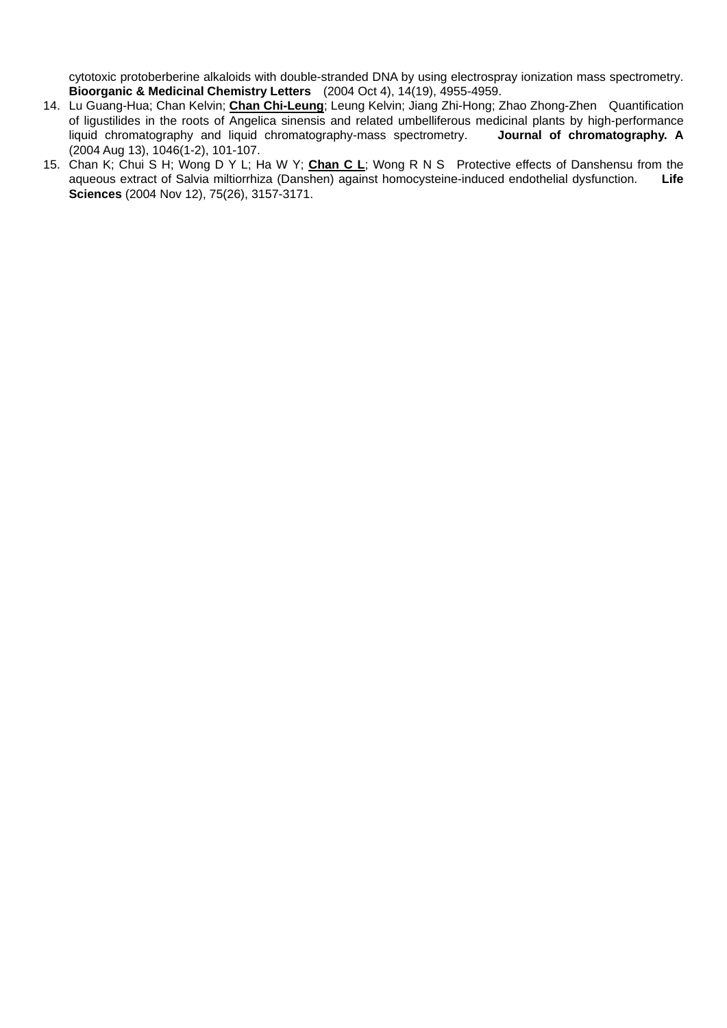cytotoxic protoberberine alkaloids with double-stranded DNA by using electrospray ionization mass spectrometry. **Bioorganic & Medicinal Chemistry Letters** (2004 Oct 4), 14(19), 4955-4959.

14. Lu Guang-Hua; Chan Kelvin; **Chan Chi-Leung**; Leung Kelvin; Jiang Zhi-Hong; Zhao Zhong-Zhen Quantification of ligustilides in the roots of Angelica sinensis and related umbelliferous medicinal plants by high-performance liquid chromatography and liquid chromatography-mass spectrometry. **Journal of chromatography. A** (2004 Aug 13), 1046(1-2), 101-107.
15. Chan K; Chui S H; Wong D Y L; Ha W Y; **Chan C L**; Wong R N S Protective effects of Danshensu from the aqueous extract of Salvia miltiorrhiza (Danshen) against homocysteine-induced endothelial dysfunction. **Life Sciences** (2004 Nov 12), 75(26), 3157-3171.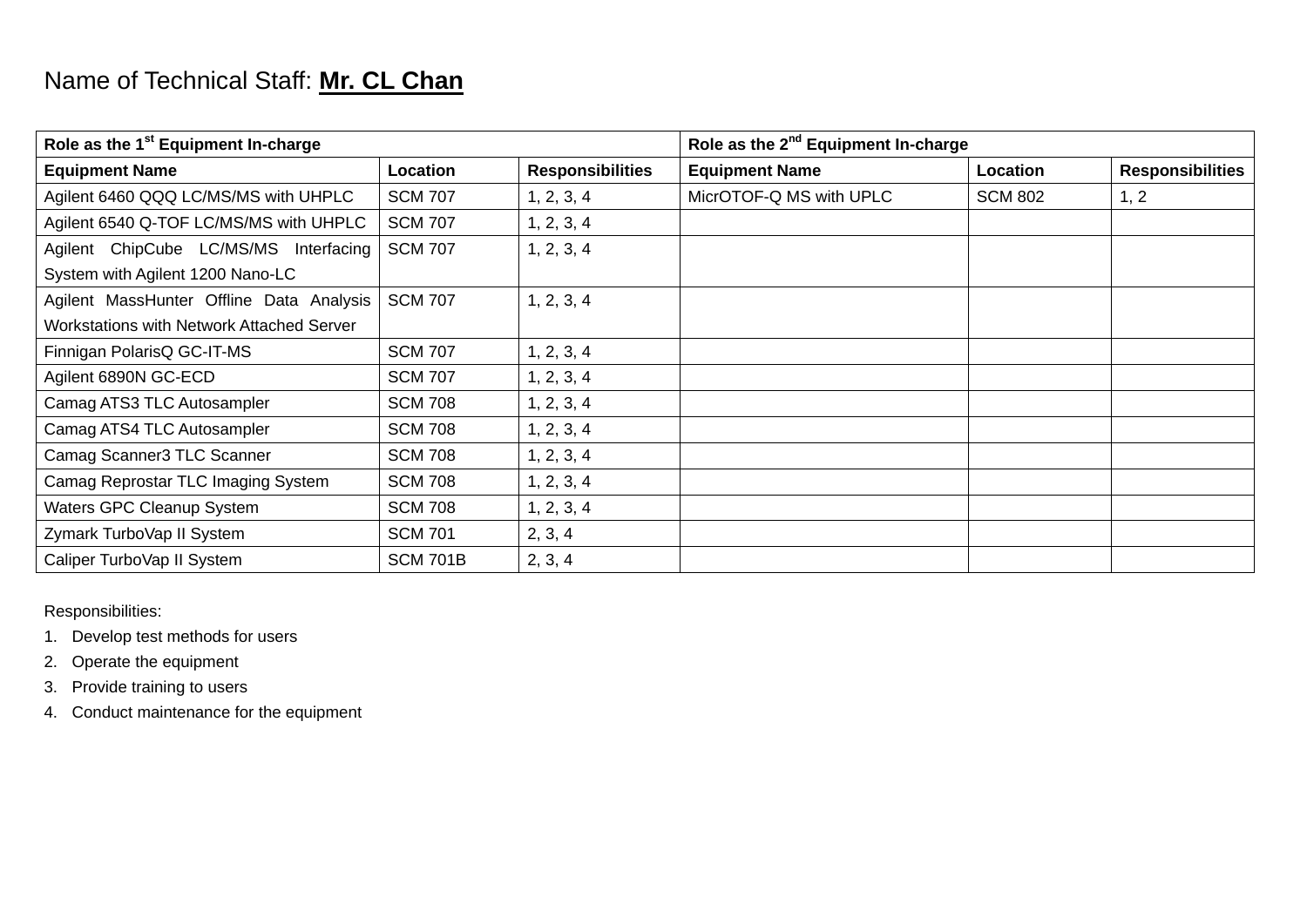Name of Technical Staff: **Mr. CL Chan**

| **Role as the 1st Equipment In-charge** | | | **Role as the 2nd Equipment In-charge** | | |
|---|---|---|---|---|---|
| **Equipment Name** | **Location** | **Responsibilities** | **Equipment Name** | **Location** | **Responsibilities** |
| Agilent 6460 QQQ LC/MS/MS with UHPLC | SCM 707 | 1, 2, 3, 4 | MicrOTOF-Q MS with UPLC | SCM 802 | 1, 2 |
| Agilent 6540 Q-TOF LC/MS/MS with UHPLC | SCM 707 | 1, 2, 3, 4 | | | |
| Agilent ChipCube LC/MS/MS Interfacing System with Agilent 1200 Nano-LC | SCM 707 | 1, 2, 3, 4 | | | |
| Agilent MassHunter Offline Data Analysis Workstations with Network Attached Server | SCM 707 | 1, 2, 3, 4 | | | |
| Finnigan PolarisQ GC-IT-MS | SCM 707 | 1, 2, 3, 4 | | | |
| Agilent 6890N GC-ECD | SCM 707 | 1, 2, 3, 4 | | | |
| Camag ATS3 TLC Autosampler | SCM 708 | 1, 2, 3, 4 | | | |
| Camag ATS4 TLC Autosampler | SCM 708 | 1, 2, 3, 4 | | | |
| Camag Scanner3 TLC Scanner | SCM 708 | 1, 2, 3, 4 | | | |
| Camag Reprostar TLC Imaging System | SCM 708 | 1, 2, 3, 4 | | | |
| Waters GPC Cleanup System | SCM 708 | 1, 2, 3, 4 | | | |
| Zymark TurboVap II System | SCM 701 | 2, 3, 4 | | | |
| Caliper TurboVap II System | SCM 701B | 2, 3, 4 | | | |

Responsibilities:

1. Develop test methods for users
2. Operate the equipment
3. Provide training to users
4. Conduct maintenance for the equipment